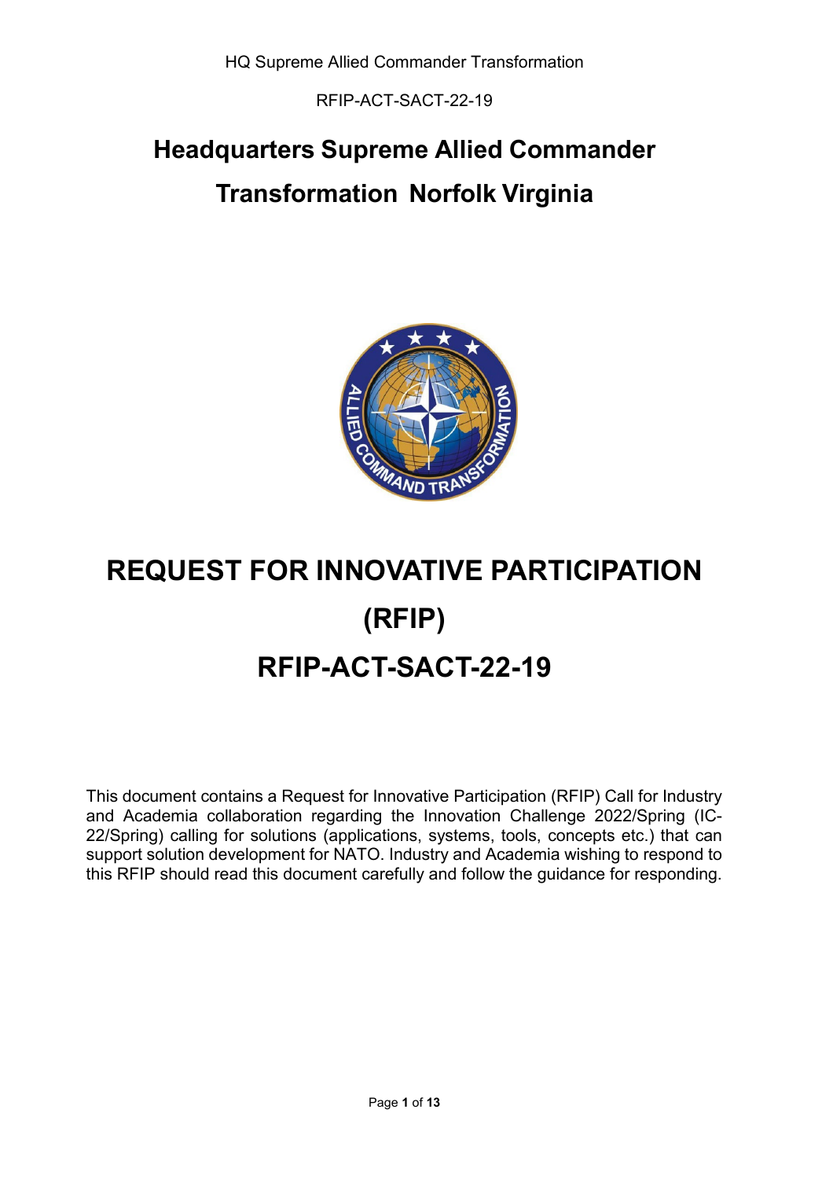# Headquarters Supreme Allied Commander Transformation Norfolk Virginia

# REQUEST FOR INNOVATIVE PARTICIPATION (RFIP)

# RFIP-ACT-SACT-22-19

This document contains a Request for Innovative Participation (RFIP) Call for Industry and Academia collaboration regarding the Innovation Challenge 2022/Spring (IC-22/Spring) calling for solutions (applications, systems, tools, concepts etc.) that can support solution development for NATO. Industry and Academia wishing to respond to this RFIP should read this document carefully and follow the guidance for responding.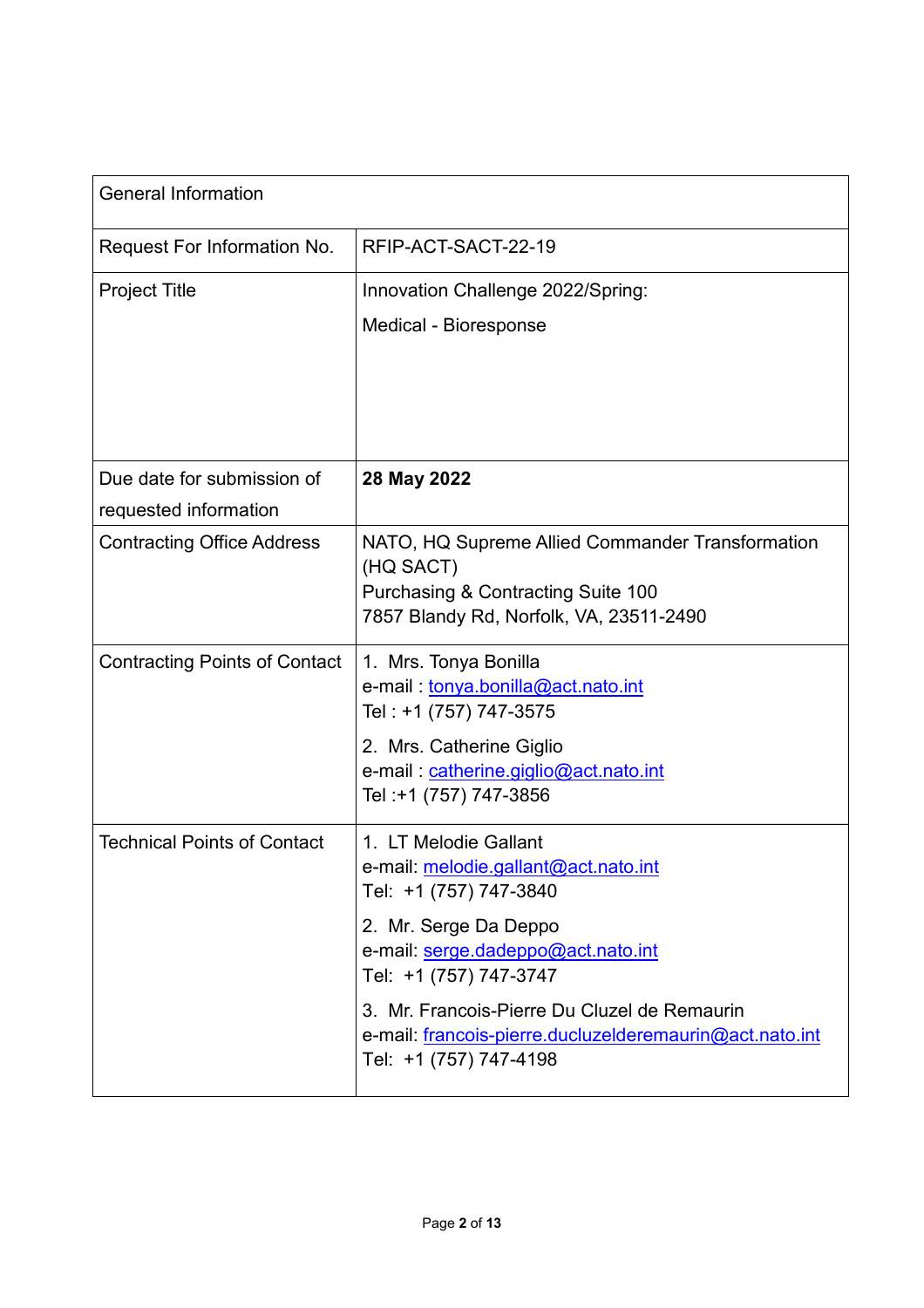| General Information | |
|---|---|
| Request For Information No. | RFIP-ACT-SACT-22-19 |
| Project Title | Innovation Challenge 2022/Spring:<br>Medical - Bioresponse |
| Due date for submission of requested information | **28 May 2022** |
| Contracting Office Address | NATO, HQ Supreme Allied Commander Transformation (HQ SACT)<br>Purchasing & Contracting Suite 100<br>7857 Blandy Rd, Norfolk, VA, 23511-2490 |
| Contracting Points of Contact | 1. Mrs. Tonya Bonilla<br>e-mail : tonya.bonilla@act.nato.int<br>Tel : +1 (757) 747-3575<br>2. Mrs. Catherine Giglio<br>e-mail : catherine.giglio@act.nato.int<br>Tel :+1 (757) 747-3856 |
| Technical Points of Contact | 1. LT Melodie Gallant<br>e-mail: melodie.gallant@act.nato.int<br>Tel: +1 (757) 747-3840<br>2. Mr. Serge Da Deppo<br>e-mail: serge.dadeppo@act.nato.int<br>Tel: +1 (757) 747-3747<br>3. Mr. Francois-Pierre Du Cluzel de Remaurin<br>e-mail: francois-pierre.ducluzelderemaurin@act.nato.int<br>Tel: +1 (757) 747-4198 |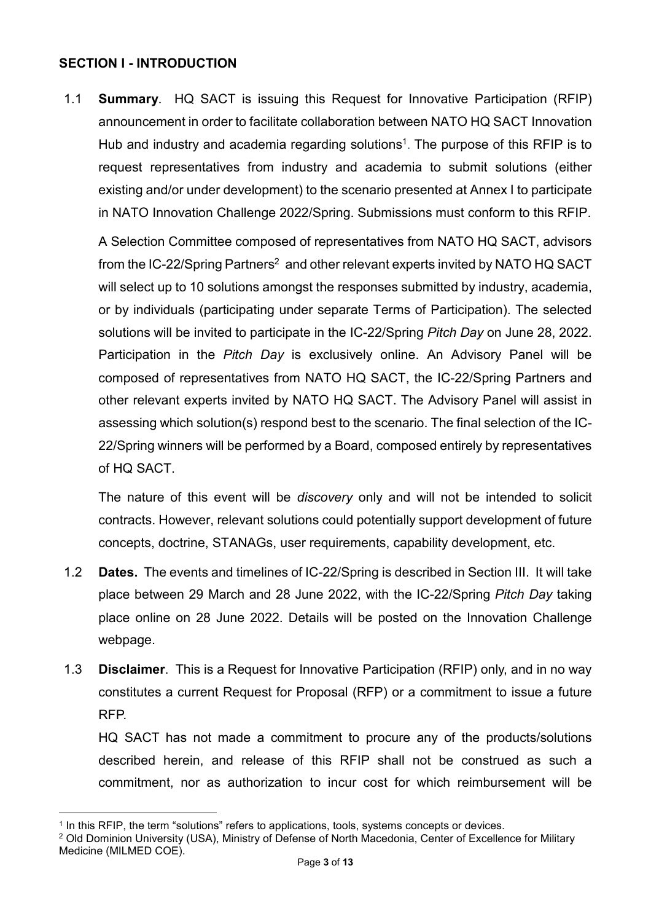## SECTION I - INTRODUCTION

1.1 **Summary**. HQ SACT is issuing this Request for Innovative Participation (RFIP) announcement in order to facilitate collaboration between NATO HQ SACT Innovation Hub and industry and academia regarding solutions[1]. The purpose of this RFIP is to request representatives from industry and academia to submit solutions (either existing and/or under development) to the scenario presented at Annex I to participate in NATO Innovation Challenge 2022/Spring. Submissions must conform to this RFIP.

A Selection Committee composed of representatives from NATO HQ SACT, advisors from the IC-22/Spring Partners[2] and other relevant experts invited by NATO HQ SACT will select up to 10 solutions amongst the responses submitted by industry, academia, or by individuals (participating under separate Terms of Participation). The selected solutions will be invited to participate in the IC-22/Spring *Pitch Day* on June 28, 2022. Participation in the *Pitch Day* is exclusively online. An Advisory Panel will be composed of representatives from NATO HQ SACT, the IC-22/Spring Partners and other relevant experts invited by NATO HQ SACT. The Advisory Panel will assist in assessing which solution(s) respond best to the scenario. The final selection of the IC-22/Spring winners will be performed by a Board, composed entirely by representatives of HQ SACT.

The nature of this event will be *discovery* only and will not be intended to solicit contracts. However, relevant solutions could potentially support development of future concepts, doctrine, STANAGs, user requirements, capability development, etc.

1.2 **Dates.** The events and timelines of IC-22/Spring is described in Section III. It will take place between 29 March and 28 June 2022, with the IC-22/Spring *Pitch Day* taking place online on 28 June 2022. Details will be posted on the Innovation Challenge webpage.

1.3 **Disclaimer**. This is a Request for Innovative Participation (RFIP) only, and in no way constitutes a current Request for Proposal (RFP) or a commitment to issue a future RFP.

HQ SACT has not made a commitment to procure any of the products/solutions described herein, and release of this RFIP shall not be construed as such a commitment, nor as authorization to incur cost for which reimbursement will be

[1] In this RFIP, the term "solutions" refers to applications, tools, systems concepts or devices.

[2] Old Dominion University (USA), Ministry of Defense of North Macedonia, Center of Excellence for Military Medicine (MILMED COE).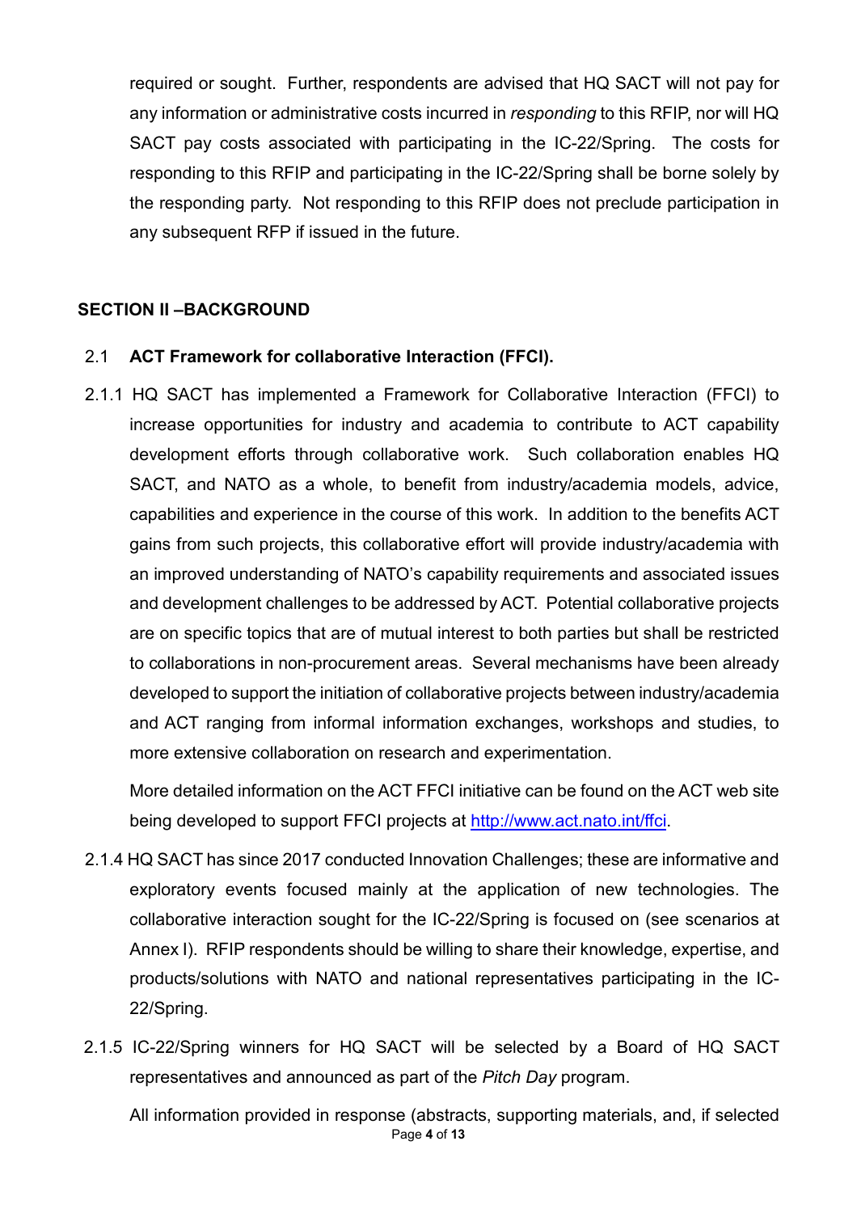required or sought. Further, respondents are advised that HQ SACT will not pay for any information or administrative costs incurred in *responding* to this RFIP, nor will HQ SACT pay costs associated with participating in the IC-22/Spring. The costs for responding to this RFIP and participating in the IC-22/Spring shall be borne solely by the responding party. Not responding to this RFIP does not preclude participation in any subsequent RFP if issued in the future.

## SECTION II –BACKGROUND

### 2.1 ACT Framework for collaborative Interaction (FFCI).

2.1.1 HQ SACT has implemented a Framework for Collaborative Interaction (FFCI) to increase opportunities for industry and academia to contribute to ACT capability development efforts through collaborative work. Such collaboration enables HQ SACT, and NATO as a whole, to benefit from industry/academia models, advice, capabilities and experience in the course of this work. In addition to the benefits ACT gains from such projects, this collaborative effort will provide industry/academia with an improved understanding of NATO's capability requirements and associated issues and development challenges to be addressed by ACT. Potential collaborative projects are on specific topics that are of mutual interest to both parties but shall be restricted to collaborations in non-procurement areas. Several mechanisms have been already developed to support the initiation of collaborative projects between industry/academia and ACT ranging from informal information exchanges, workshops and studies, to more extensive collaboration on research and experimentation.

More detailed information on the ACT FFCI initiative can be found on the ACT web site being developed to support FFCI projects at [http://www.act.nato.int/ffci](http://www.act.nato.int/ffci).

2.1.4 HQ SACT has since 2017 conducted Innovation Challenges; these are informative and exploratory events focused mainly at the application of new technologies. The collaborative interaction sought for the IC-22/Spring is focused on (see scenarios at Annex I). RFIP respondents should be willing to share their knowledge, expertise, and products/solutions with NATO and national representatives participating in the IC-22/Spring.

2.1.5 IC-22/Spring winners for HQ SACT will be selected by a Board of HQ SACT representatives and announced as part of the *Pitch Day* program.

All information provided in response (abstracts, supporting materials, and, if selected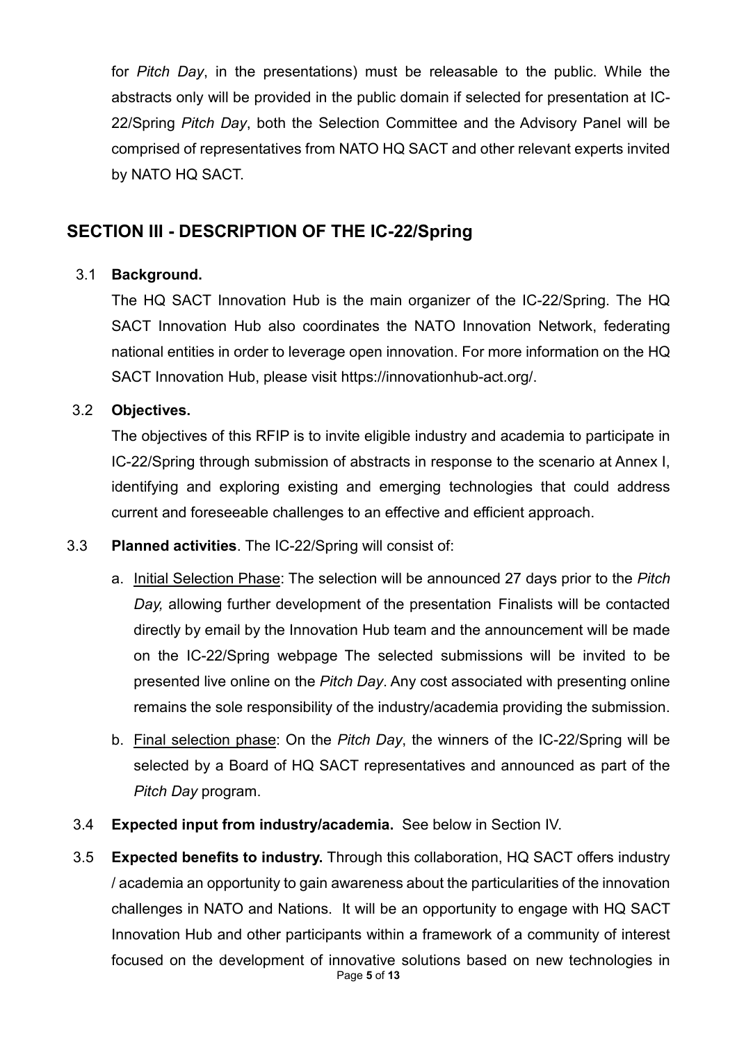for *Pitch Day*, in the presentations) must be releasable to the public. While the abstracts only will be provided in the public domain if selected for presentation at IC-22/Spring *Pitch Day*, both the Selection Committee and the Advisory Panel will be comprised of representatives from NATO HQ SACT and other relevant experts invited by NATO HQ SACT.

## SECTION III - DESCRIPTION OF THE IC-22/Spring

3.1 **Background.**

The HQ SACT Innovation Hub is the main organizer of the IC-22/Spring. The HQ SACT Innovation Hub also coordinates the NATO Innovation Network, federating national entities in order to leverage open innovation. For more information on the HQ SACT Innovation Hub, please visit https://innovationhub-act.org/.

3.2 **Objectives.**

The objectives of this RFIP is to invite eligible industry and academia to participate in IC-22/Spring through submission of abstracts in response to the scenario at Annex I, identifying and exploring existing and emerging technologies that could address current and foreseeable challenges to an effective and efficient approach.

3.3 **Planned activities**. The IC-22/Spring will consist of:

a. Initial Selection Phase: The selection will be announced 27 days prior to the *Pitch Day,* allowing further development of the presentation Finalists will be contacted directly by email by the Innovation Hub team and the announcement will be made on the IC-22/Spring webpage The selected submissions will be invited to be presented live online on the *Pitch Day*. Any cost associated with presenting online remains the sole responsibility of the industry/academia providing the submission.

b. Final selection phase: On the *Pitch Day*, the winners of the IC-22/Spring will be selected by a Board of HQ SACT representatives and announced as part of the *Pitch Day* program.

3.4 **Expected input from industry/academia.** See below in Section IV.

3.5 **Expected benefits to industry.** Through this collaboration, HQ SACT offers industry / academia an opportunity to gain awareness about the particularities of the innovation challenges in NATO and Nations. It will be an opportunity to engage with HQ SACT Innovation Hub and other participants within a framework of a community of interest focused on the development of innovative solutions based on new technologies in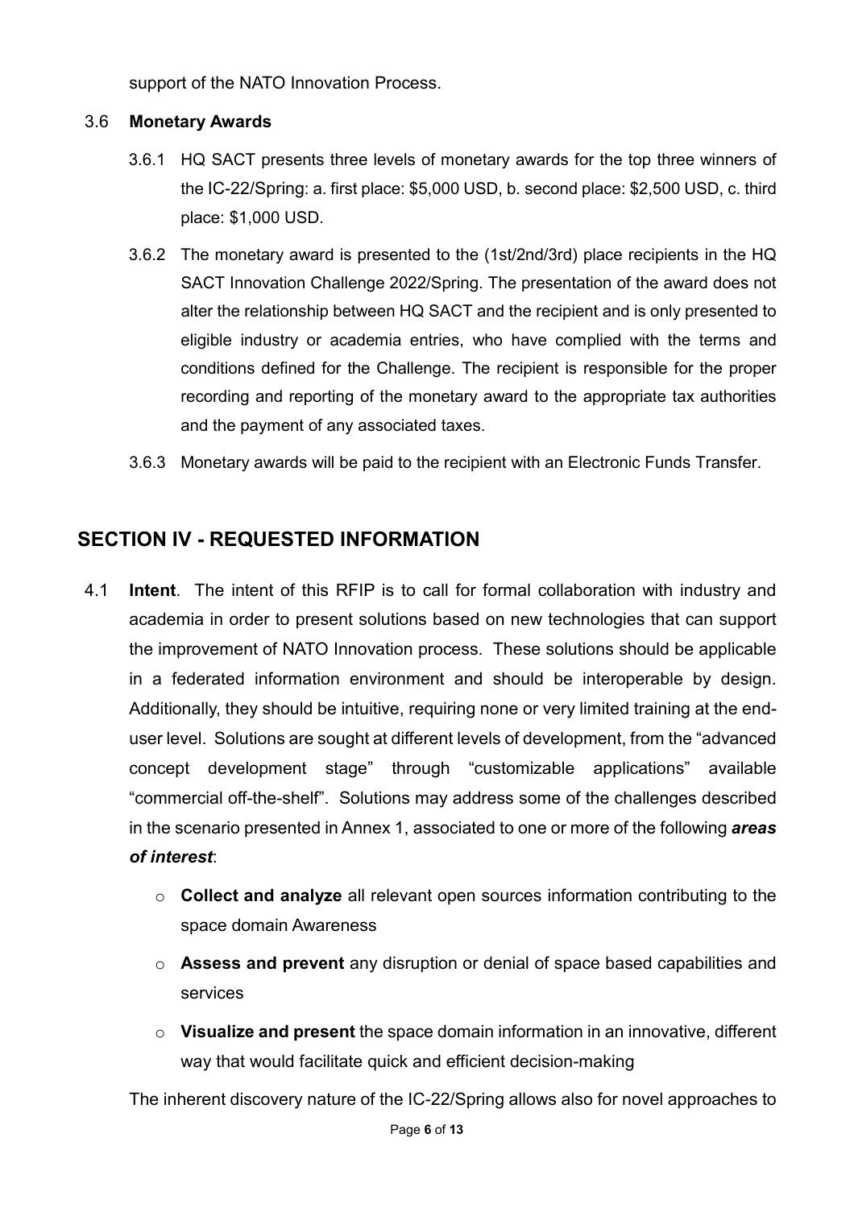support of the NATO Innovation Process.

3.6 **Monetary Awards**

3.6.1 HQ SACT presents three levels of monetary awards for the top three winners of the IC-22/Spring: a. first place: $5,000 USD, b. second place: $2,500 USD, c. third place: $1,000 USD.

3.6.2 The monetary award is presented to the (1st/2nd/3rd) place recipients in the HQ SACT Innovation Challenge 2022/Spring. The presentation of the award does not alter the relationship between HQ SACT and the recipient and is only presented to eligible industry or academia entries, who have complied with the terms and conditions defined for the Challenge. The recipient is responsible for the proper recording and reporting of the monetary award to the appropriate tax authorities and the payment of any associated taxes.

3.6.3 Monetary awards will be paid to the recipient with an Electronic Funds Transfer.

## SECTION IV - REQUESTED INFORMATION

4.1 **Intent**. The intent of this RFIP is to call for formal collaboration with industry and academia in order to present solutions based on new technologies that can support the improvement of NATO Innovation process. These solutions should be applicable in a federated information environment and should be interoperable by design. Additionally, they should be intuitive, requiring none or very limited training at the end-user level. Solutions are sought at different levels of development, from the "advanced concept development stage" through "customizable applications" available "commercial off-the-shelf". Solutions may address some of the challenges described in the scenario presented in Annex 1, associated to one or more of the following ***areas of interest***:

- **Collect and analyze** all relevant open sources information contributing to the space domain Awareness
- **Assess and prevent** any disruption or denial of space based capabilities and services
- **Visualize and present** the space domain information in an innovative, different way that would facilitate quick and efficient decision-making

The inherent discovery nature of the IC-22/Spring allows also for novel approaches to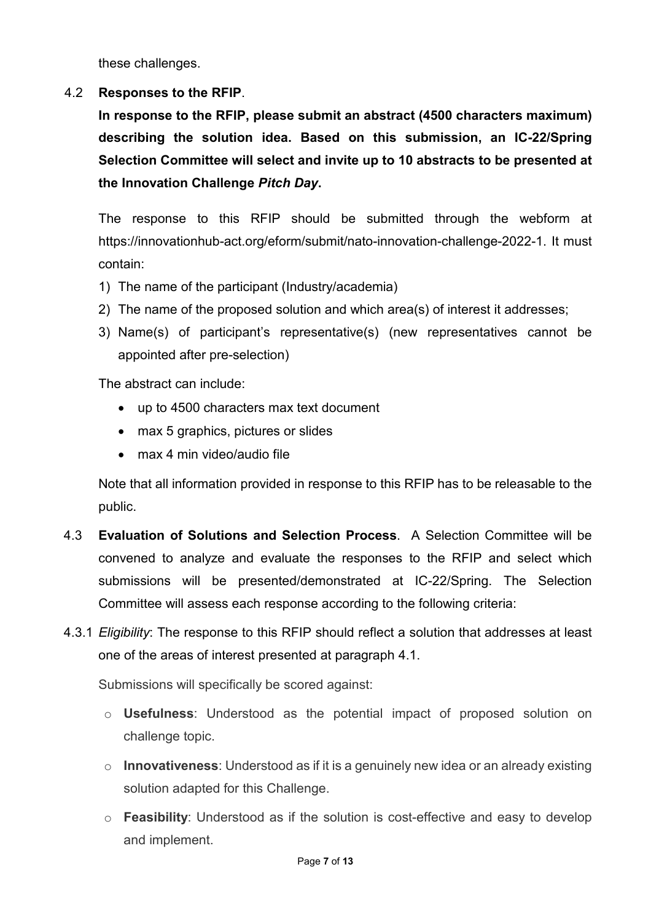these challenges.

4.2 **Responses to the RFIP**.

**In response to the RFIP, please submit an abstract (4500 characters maximum) describing the solution idea. Based on this submission, an IC-22/Spring Selection Committee will select and invite up to 10 abstracts to be presented at the Innovation Challenge *Pitch Day*.**

The response to this RFIP should be submitted through the webform at https://innovationhub-act.org/eform/submit/nato-innovation-challenge-2022-1. It must contain:

1) The name of the participant (Industry/academia)
2) The name of the proposed solution and which area(s) of interest it addresses;
3) Name(s) of participant's representative(s) (new representatives cannot be appointed after pre-selection)

The abstract can include:

- up to 4500 characters max text document
- max 5 graphics, pictures or slides
- max 4 min video/audio file

Note that all information provided in response to this RFIP has to be releasable to the public.

4.3 **Evaluation of Solutions and Selection Process**. A Selection Committee will be convened to analyze and evaluate the responses to the RFIP and select which submissions will be presented/demonstrated at IC-22/Spring. The Selection Committee will assess each response according to the following criteria:

4.3.1 *Eligibility*: The response to this RFIP should reflect a solution that addresses at least one of the areas of interest presented at paragraph 4.1.

Submissions will specifically be scored against:

- **Usefulness**: Understood as the potential impact of proposed solution on challenge topic.
- **Innovativeness**: Understood as if it is a genuinely new idea or an already existing solution adapted for this Challenge.
- **Feasibility**: Understood as if the solution is cost-effective and easy to develop and implement.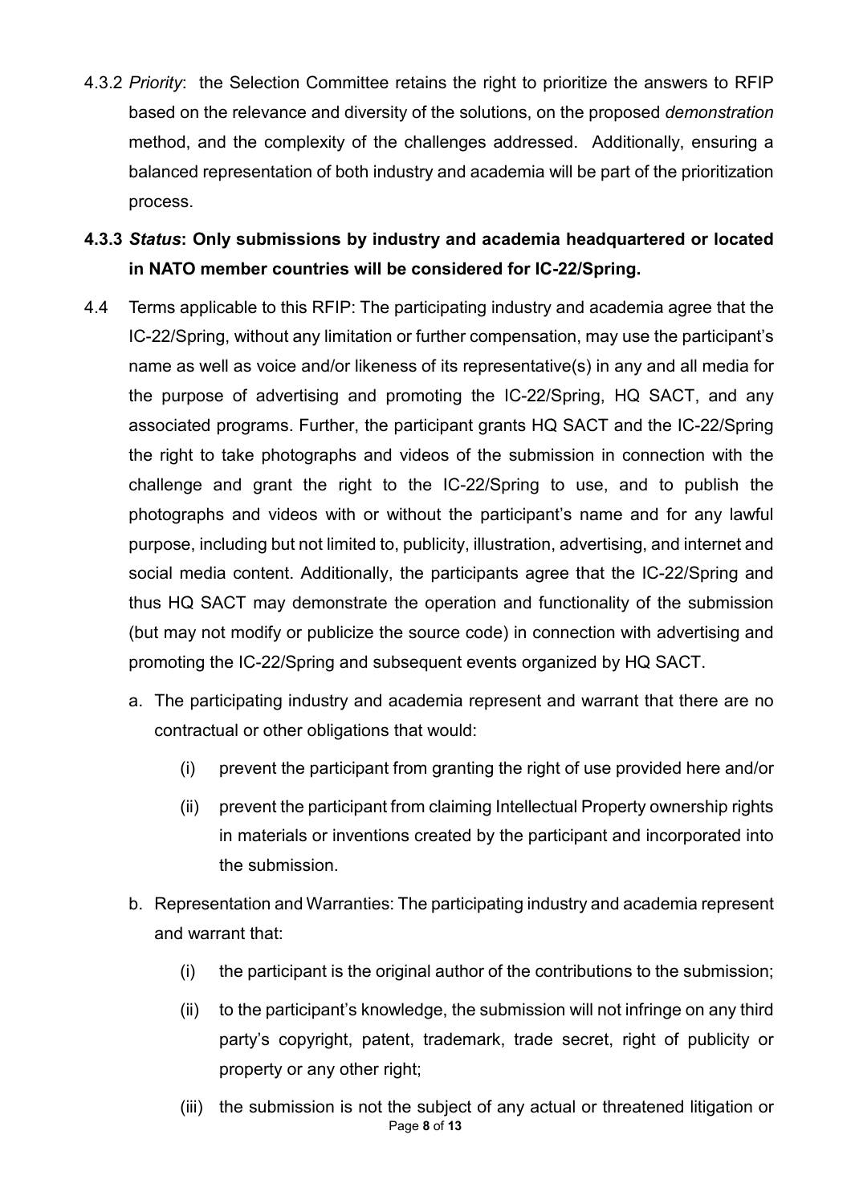4.3.2 *Priority*: the Selection Committee retains the right to prioritize the answers to RFIP based on the relevance and diversity of the solutions, on the proposed *demonstration* method, and the complexity of the challenges addressed. Additionally, ensuring a balanced representation of both industry and academia will be part of the prioritization process.

**4.3.3 *Status*: Only submissions by industry and academia headquartered or located in NATO member countries will be considered for IC-22/Spring.**

4.4 Terms applicable to this RFIP: The participating industry and academia agree that the IC-22/Spring, without any limitation or further compensation, may use the participant's name as well as voice and/or likeness of its representative(s) in any and all media for the purpose of advertising and promoting the IC-22/Spring, HQ SACT, and any associated programs. Further, the participant grants HQ SACT and the IC-22/Spring the right to take photographs and videos of the submission in connection with the challenge and grant the right to the IC-22/Spring to use, and to publish the photographs and videos with or without the participant's name and for any lawful purpose, including but not limited to, publicity, illustration, advertising, and internet and social media content. Additionally, the participants agree that the IC-22/Spring and thus HQ SACT may demonstrate the operation and functionality of the submission (but may not modify or publicize the source code) in connection with advertising and promoting the IC-22/Spring and subsequent events organized by HQ SACT.

a. The participating industry and academia represent and warrant that there are no contractual or other obligations that would:

   (i) prevent the participant from granting the right of use provided here and/or

   (ii) prevent the participant from claiming Intellectual Property ownership rights in materials or inventions created by the participant and incorporated into the submission.

b. Representation and Warranties: The participating industry and academia represent and warrant that:

   (i) the participant is the original author of the contributions to the submission;

   (ii) to the participant's knowledge, the submission will not infringe on any third party's copyright, patent, trademark, trade secret, right of publicity or property or any other right;

   (iii) the submission is not the subject of any actual or threatened litigation or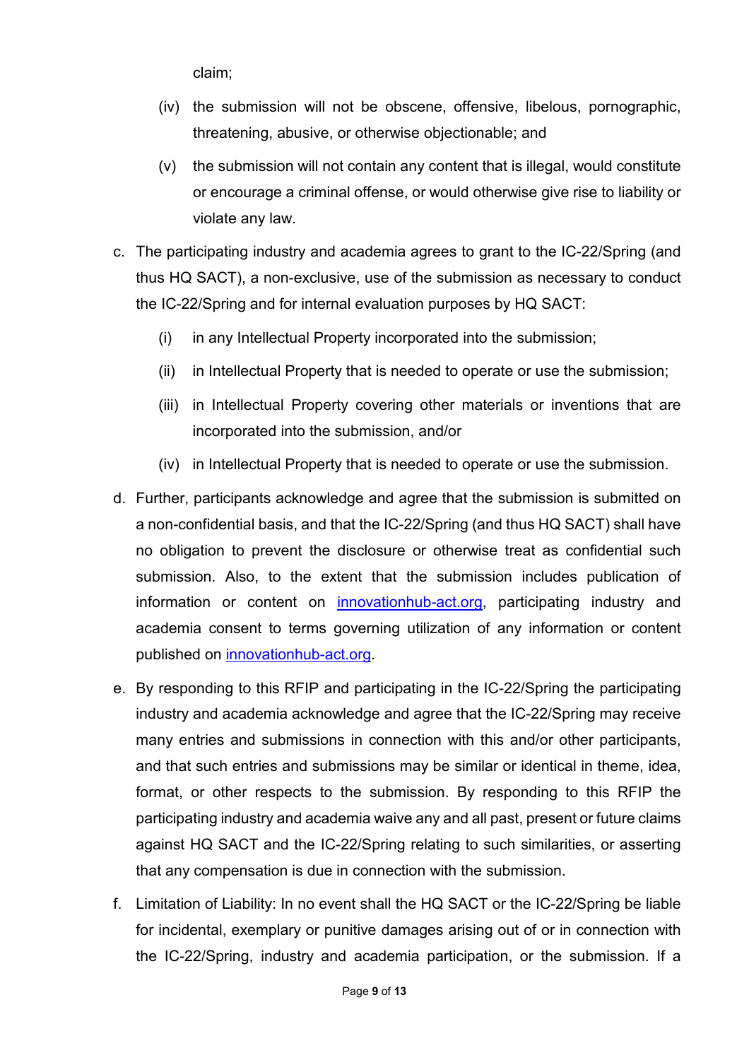claim;

(iv) the submission will not be obscene, offensive, libelous, pornographic, threatening, abusive, or otherwise objectionable; and

(v) the submission will not contain any content that is illegal, would constitute or encourage a criminal offense, or would otherwise give rise to liability or violate any law.

c. The participating industry and academia agrees to grant to the IC-22/Spring (and thus HQ SACT), a non-exclusive, use of the submission as necessary to conduct the IC-22/Spring and for internal evaluation purposes by HQ SACT:

   (i) in any Intellectual Property incorporated into the submission;

   (ii) in Intellectual Property that is needed to operate or use the submission;

   (iii) in Intellectual Property covering other materials or inventions that are incorporated into the submission, and/or

   (iv) in Intellectual Property that is needed to operate or use the submission.

d. Further, participants acknowledge and agree that the submission is submitted on a non-confidential basis, and that the IC-22/Spring (and thus HQ SACT) shall have no obligation to prevent the disclosure or otherwise treat as confidential such submission. Also, to the extent that the submission includes publication of information or content on [innovationhub-act.org](innovationhub-act.org), participating industry and academia consent to terms governing utilization of any information or content published on [innovationhub-act.org](innovationhub-act.org).

e. By responding to this RFIP and participating in the IC-22/Spring the participating industry and academia acknowledge and agree that the IC-22/Spring may receive many entries and submissions in connection with this and/or other participants, and that such entries and submissions may be similar or identical in theme, idea, format, or other respects to the submission. By responding to this RFIP the participating industry and academia waive any and all past, present or future claims against HQ SACT and the IC-22/Spring relating to such similarities, or asserting that any compensation is due in connection with the submission.

f. Limitation of Liability: In no event shall the HQ SACT or the IC-22/Spring be liable for incidental, exemplary or punitive damages arising out of or in connection with the IC-22/Spring, industry and academia participation, or the submission. If a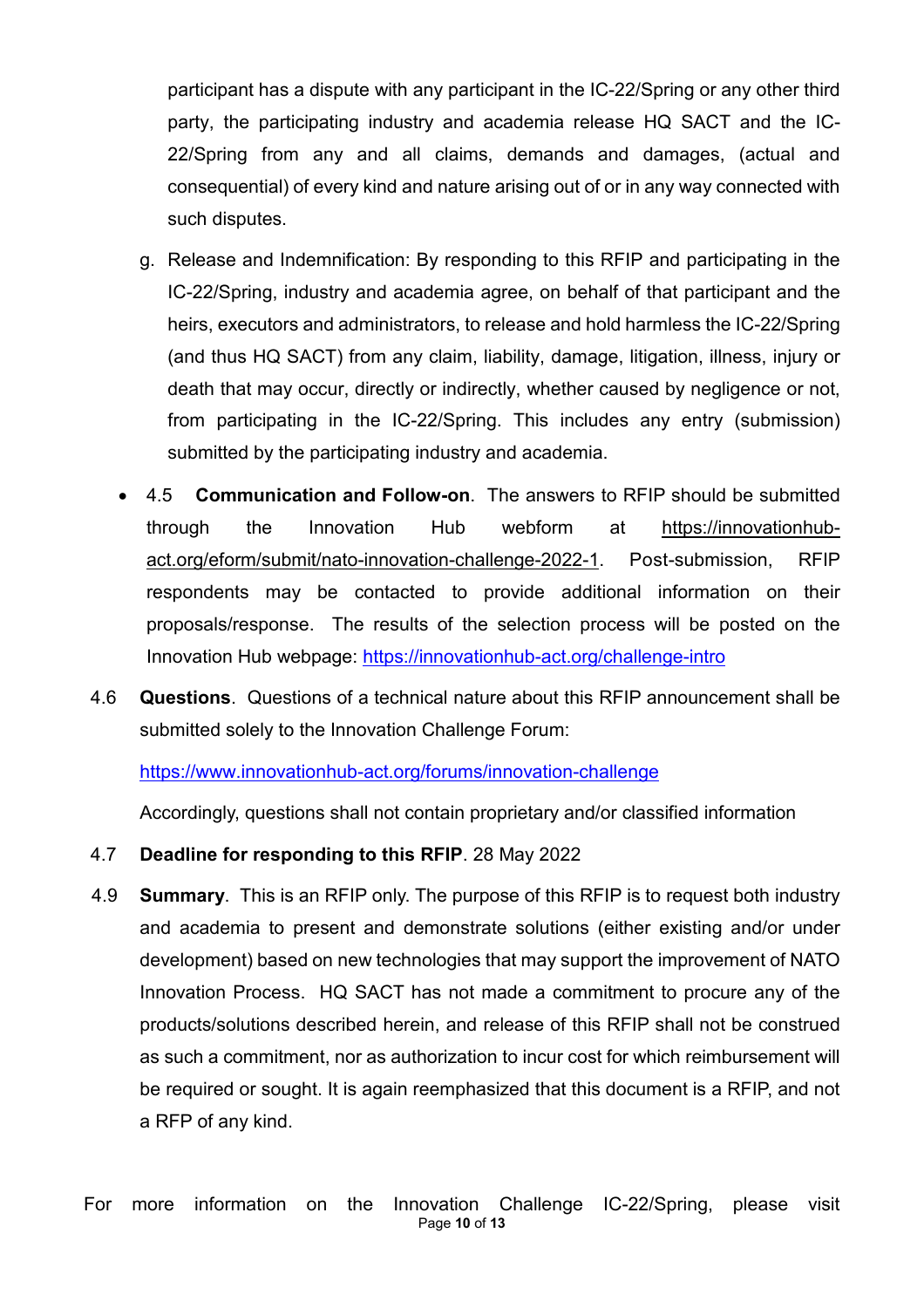participant has a dispute with any participant in the IC-22/Spring or any other third party, the participating industry and academia release HQ SACT and the IC-22/Spring from any and all claims, demands and damages, (actual and consequential) of every kind and nature arising out of or in any way connected with such disputes.

g. Release and Indemnification: By responding to this RFIP and participating in the IC-22/Spring, industry and academia agree, on behalf of that participant and the heirs, executors and administrators, to release and hold harmless the IC-22/Spring (and thus HQ SACT) from any claim, liability, damage, litigation, illness, injury or death that may occur, directly or indirectly, whether caused by negligence or not, from participating in the IC-22/Spring. This includes any entry (submission) submitted by the participating industry and academia.

- 4.5 **Communication and Follow-on**. The answers to RFIP should be submitted through the Innovation Hub webform at https://innovationhub-act.org/eform/submit/nato-innovation-challenge-2022-1. Post-submission, RFIP respondents may be contacted to provide additional information on their proposals/response. The results of the selection process will be posted on the Innovation Hub webpage: https://innovationhub-act.org/challenge-intro

4.6 **Questions**. Questions of a technical nature about this RFIP announcement shall be submitted solely to the Innovation Challenge Forum:

https://www.innovationhub-act.org/forums/innovation-challenge

Accordingly, questions shall not contain proprietary and/or classified information

4.7 **Deadline for responding to this RFIP**. 28 May 2022

4.9 **Summary**. This is an RFIP only. The purpose of this RFIP is to request both industry and academia to present and demonstrate solutions (either existing and/or under development) based on new technologies that may support the improvement of NATO Innovation Process. HQ SACT has not made a commitment to procure any of the products/solutions described herein, and release of this RFIP shall not be construed as such a commitment, nor as authorization to incur cost for which reimbursement will be required or sought. It is again reemphasized that this document is a RFIP, and not a RFP of any kind.

For more information on the Innovation Challenge IC-22/Spring, please visit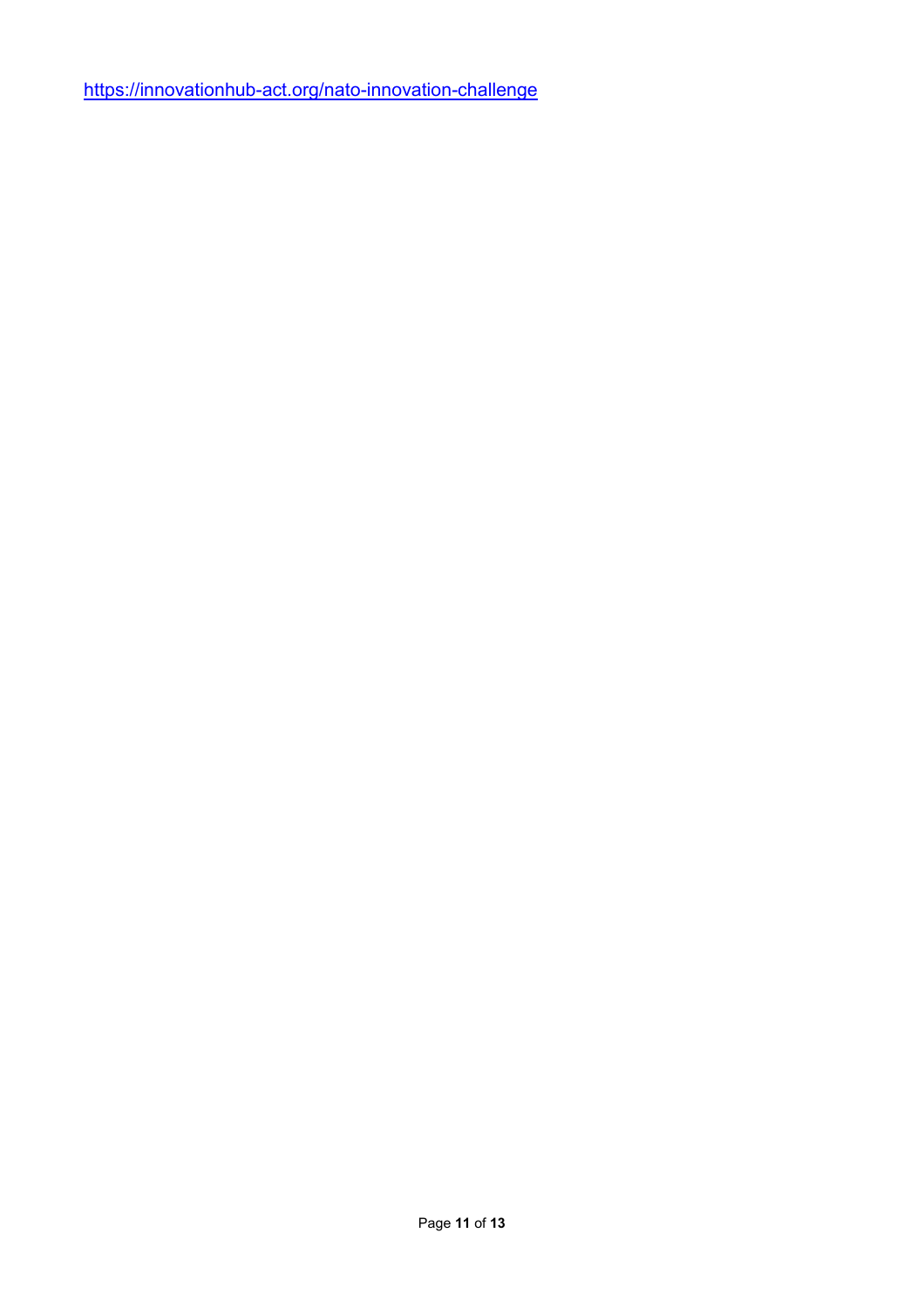https://innovationhub-act.org/nato-innovation-challenge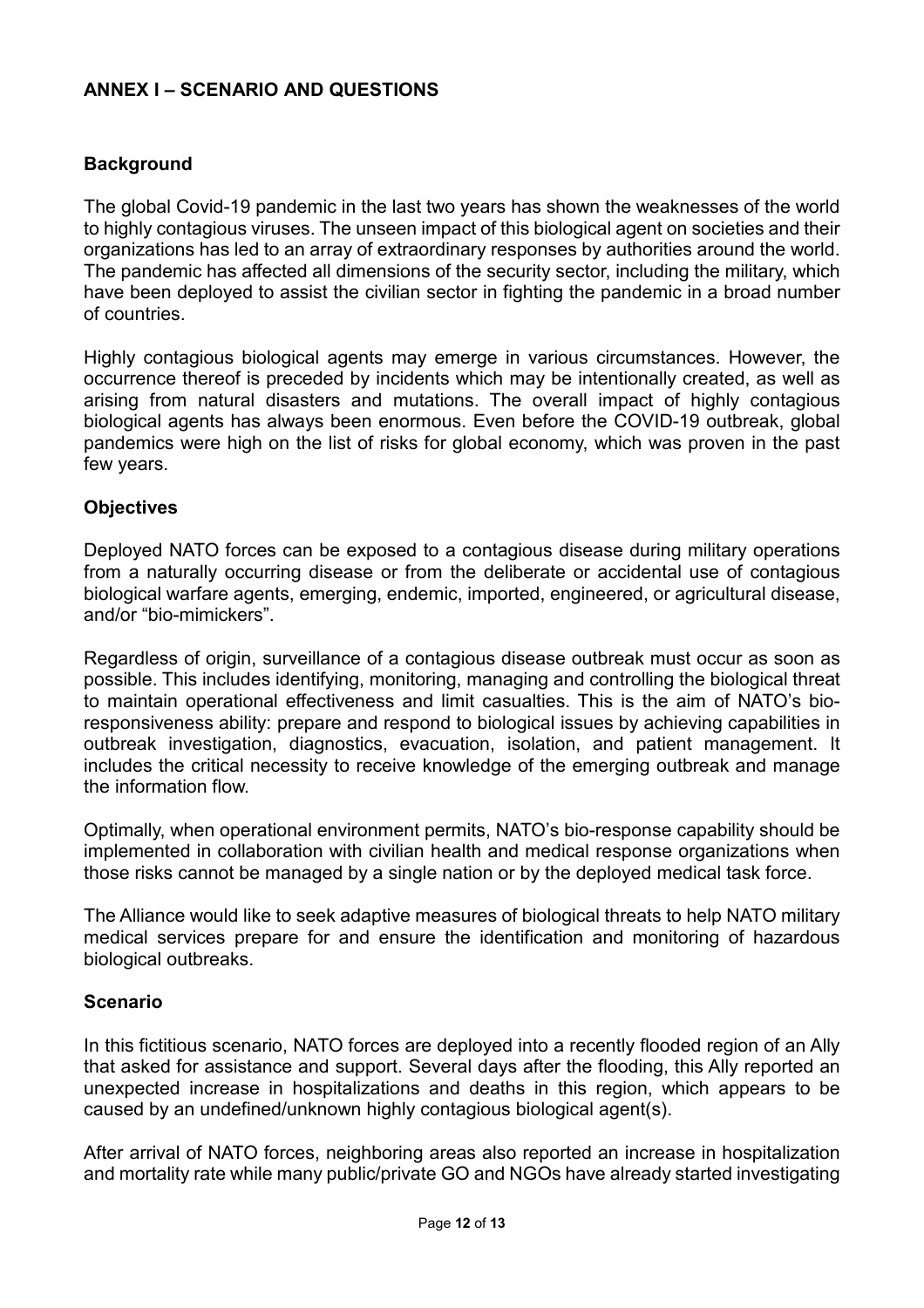## ANNEX I – SCENARIO AND QUESTIONS

### Background

The global Covid-19 pandemic in the last two years has shown the weaknesses of the world to highly contagious viruses. The unseen impact of this biological agent on societies and their organizations has led to an array of extraordinary responses by authorities around the world. The pandemic has affected all dimensions of the security sector, including the military, which have been deployed to assist the civilian sector in fighting the pandemic in a broad number of countries.

Highly contagious biological agents may emerge in various circumstances. However, the occurrence thereof is preceded by incidents which may be intentionally created, as well as arising from natural disasters and mutations. The overall impact of highly contagious biological agents has always been enormous. Even before the COVID-19 outbreak, global pandemics were high on the list of risks for global economy, which was proven in the past few years.

### Objectives

Deployed NATO forces can be exposed to a contagious disease during military operations from a naturally occurring disease or from the deliberate or accidental use of contagious biological warfare agents, emerging, endemic, imported, engineered, or agricultural disease, and/or "bio-mimickers".

Regardless of origin, surveillance of a contagious disease outbreak must occur as soon as possible. This includes identifying, monitoring, managing and controlling the biological threat to maintain operational effectiveness and limit casualties. This is the aim of NATO's bio-responsiveness ability: prepare and respond to biological issues by achieving capabilities in outbreak investigation, diagnostics, evacuation, isolation, and patient management. It includes the critical necessity to receive knowledge of the emerging outbreak and manage the information flow.

Optimally, when operational environment permits, NATO's bio-response capability should be implemented in collaboration with civilian health and medical response organizations when those risks cannot be managed by a single nation or by the deployed medical task force.

The Alliance would like to seek adaptive measures of biological threats to help NATO military medical services prepare for and ensure the identification and monitoring of hazardous biological outbreaks.

### Scenario

In this fictitious scenario, NATO forces are deployed into a recently flooded region of an Ally that asked for assistance and support. Several days after the flooding, this Ally reported an unexpected increase in hospitalizations and deaths in this region, which appears to be caused by an undefined/unknown highly contagious biological agent(s).

After arrival of NATO forces, neighboring areas also reported an increase in hospitalization and mortality rate while many public/private GO and NGOs have already started investigating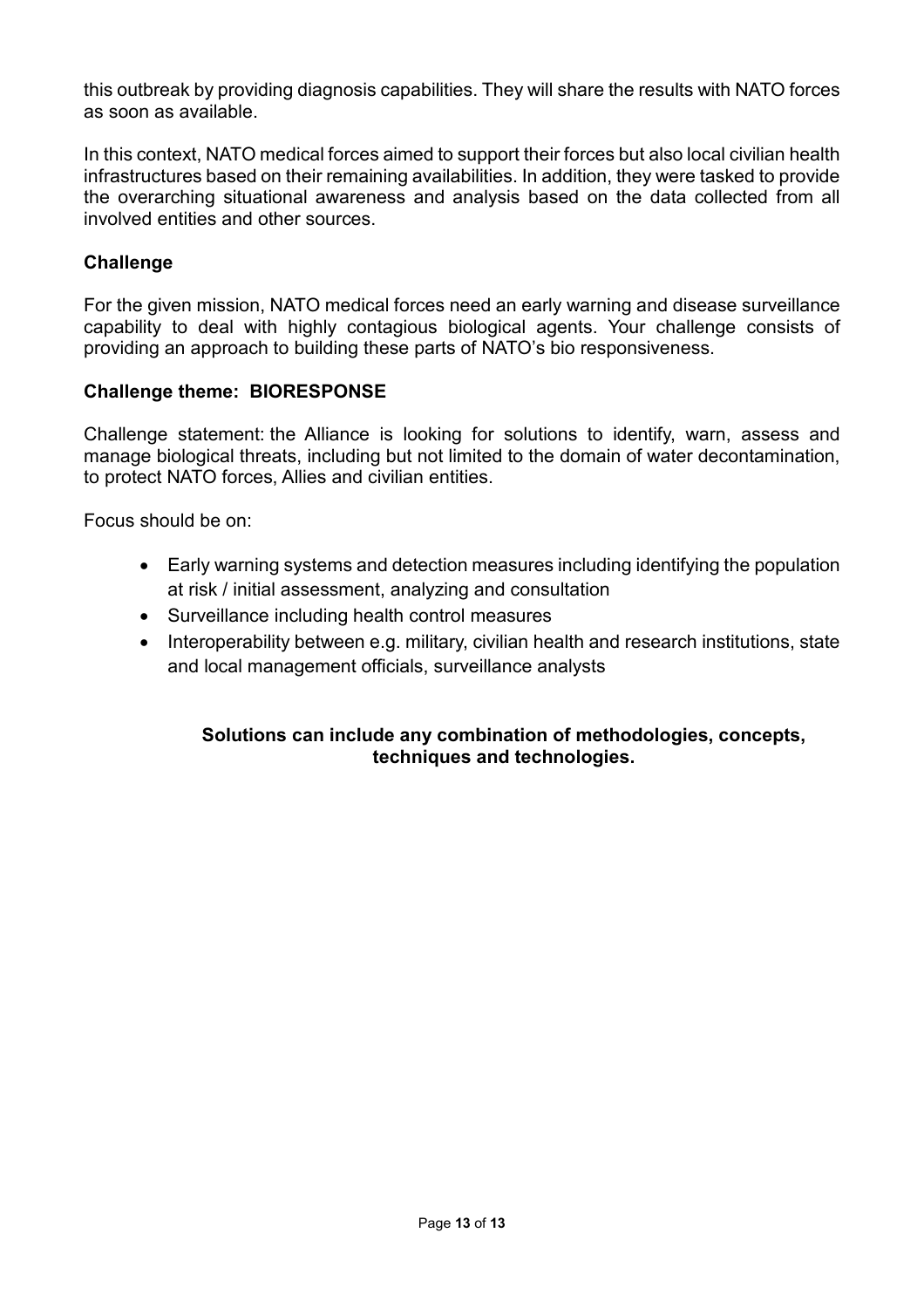this outbreak by providing diagnosis capabilities. They will share the results with NATO forces as soon as available.

In this context, NATO medical forces aimed to support their forces but also local civilian health infrastructures based on their remaining availabilities. In addition, they were tasked to provide the overarching situational awareness and analysis based on the data collected from all involved entities and other sources.

**Challenge**

For the given mission, NATO medical forces need an early warning and disease surveillance capability to deal with highly contagious biological agents. Your challenge consists of providing an approach to building these parts of NATO's bio responsiveness.

**Challenge theme: BIORESPONSE**

Challenge statement: the Alliance is looking for solutions to identify, warn, assess and manage biological threats, including but not limited to the domain of water decontamination, to protect NATO forces, Allies and civilian entities.

Focus should be on:

- Early warning systems and detection measures including identifying the population at risk / initial assessment, analyzing and consultation
- Surveillance including health control measures
- Interoperability between e.g. military, civilian health and research institutions, state and local management officials, surveillance analysts

**Solutions can include any combination of methodologies, concepts, techniques and technologies.**